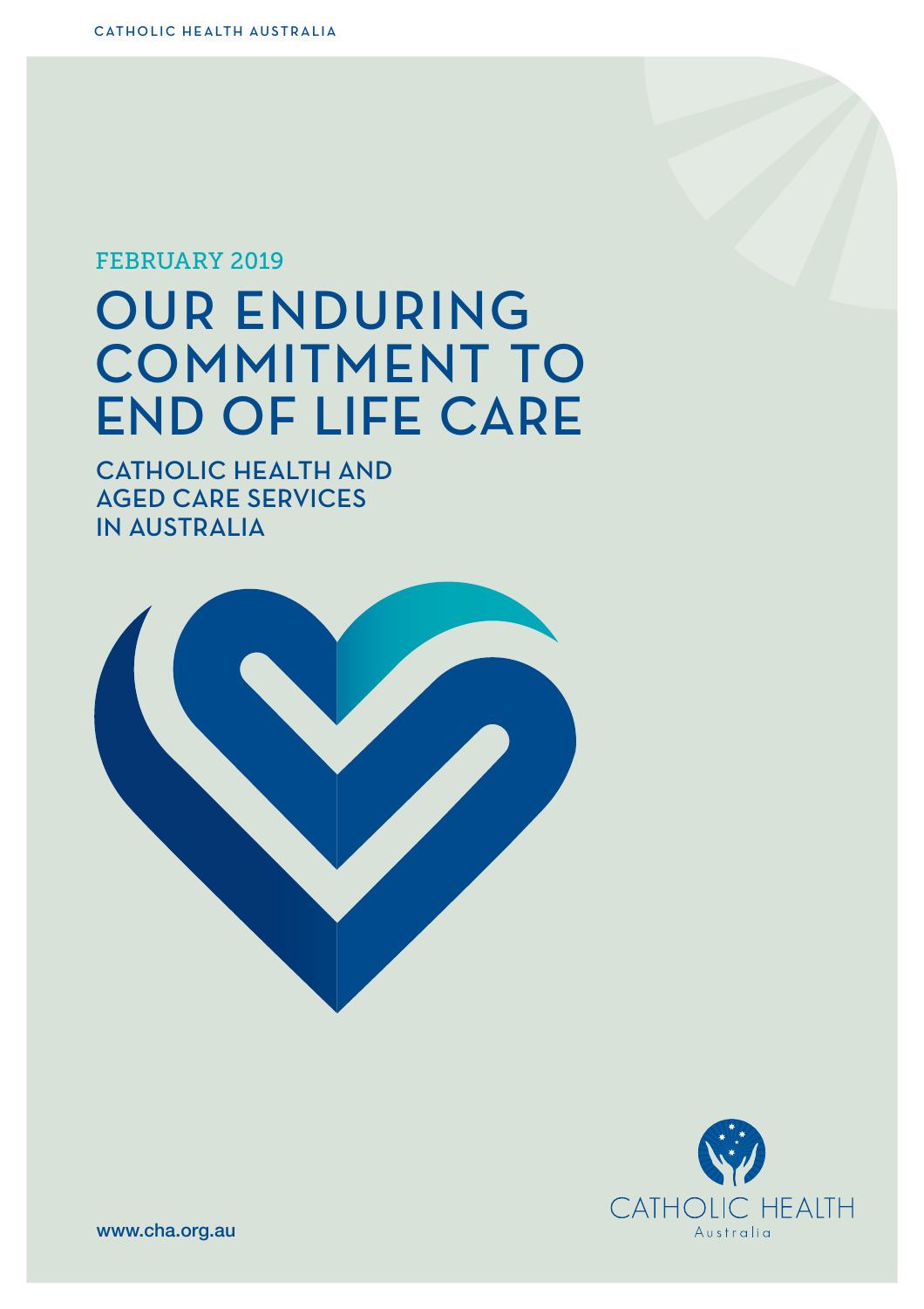CATHOLIC HEALTH AUSTRALIA

FEBRUARY 2019

# OUR ENDURING COMMITMENT TO END OF LIFE CARE

## CATHOLIC HEALTH AND AGED CARE SERVICES IN AUSTRALIA

CATHOLIC HEALTH Australia

www.cha.org.au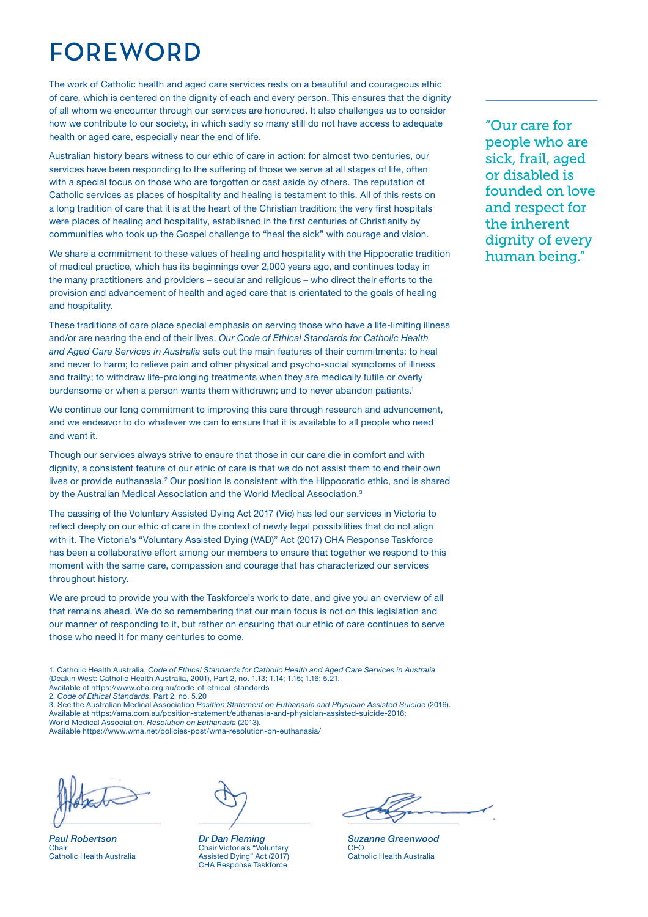# FOREWORD

The work of Catholic health and aged care services rests on a beautiful and courageous ethic of care, which is centered on the dignity of each and every person. This ensures that the dignity of all whom we encounter through our services are honoured. It also challenges us to consider how we contribute to our society, in which sadly so many still do not have access to adequate health or aged care, especially near the end of life.

Australian history bears witness to our ethic of care in action: for almost two centuries, our services have been responding to the suffering of those we serve at all stages of life, often with a special focus on those who are forgotten or cast aside by others. The reputation of Catholic services as places of hospitality and healing is testament to this. All of this rests on a long tradition of care that it is at the heart of the Christian tradition: the very first hospitals were places of healing and hospitality, established in the first centuries of Christianity by communities who took up the Gospel challenge to "heal the sick" with courage and vision.

> "Our care for people who are sick, frail, aged or disabled is founded on love and respect for the inherent dignity of every human being."

We share a commitment to these values of healing and hospitality with the Hippocratic tradition of medical practice, which has its beginnings over 2,000 years ago, and continues today in the many practitioners and providers – secular and religious – who direct their efforts to the provision and advancement of health and aged care that is orientated to the goals of healing and hospitality.

These traditions of care place special emphasis on serving those who have a life-limiting illness and/or are nearing the end of their lives. *Our Code of Ethical Standards for Catholic Health and Aged Care Services in Australia* sets out the main features of their commitments: to heal and never to harm; to relieve pain and other physical and psycho-social symptoms of illness and frailty; to withdraw life-prolonging treatments when they are medically futile or overly burdensome or when a person wants them withdrawn; and to never abandon patients.[1]

We continue our long commitment to improving this care through research and advancement, and we endeavor to do whatever we can to ensure that it is available to all people who need and want it.

Though our services always strive to ensure that those in our care die in comfort and with dignity, a consistent feature of our ethic of care is that we do not assist them to end their own lives or provide euthanasia.[2] Our position is consistent with the Hippocratic ethic, and is shared by the Australian Medical Association and the World Medical Association.[3]

The passing of the Voluntary Assisted Dying Act 2017 (Vic) has led our services in Victoria to reflect deeply on our ethic of care in the context of newly legal possibilities that do not align with it. The Victoria's "Voluntary Assisted Dying (VAD)" Act (2017) CHA Response Taskforce has been a collaborative effort among our members to ensure that together we respond to this moment with the same care, compassion and courage that has characterized our services throughout history.

We are proud to provide you with the Taskforce's work to date, and give you an overview of all that remains ahead. We do so remembering that our main focus is not on this legislation and our manner of responding to it, but rather on ensuring that our ethic of care continues to serve those who need it for many centuries to come.

1. Catholic Health Australia, *Code of Ethical Standards for Catholic Health and Aged Care Services in Australia* (Deakin West: Catholic Health Australia, 2001), Part 2, no. 1.13; 1.14; 1.15; 1.16; 5.21. Available at https://www.cha.org.au/code-of-ethical-standards
2. *Code of Ethical Standards*, Part 2, no. 5.20
3. See the Australian Medical Association *Position Statement on Euthanasia and Physician Assisted Suicide* (2016). Available at https://ama.com.au/position-statement/euthanasia-and-physician-assisted-suicide-2016; World Medical Association, *Resolution on Euthanasia* (2013). Available https://www.wma.net/policies-post/wma-resolution-on-euthanasia/

***Paul Robertson***
Chair
Catholic Health Australia

***Dr Dan Fleming***
Chair Victoria's "Voluntary Assisted Dying" Act (2017) CHA Response Taskforce

***Suzanne Greenwood***
CEO
Catholic Health Australia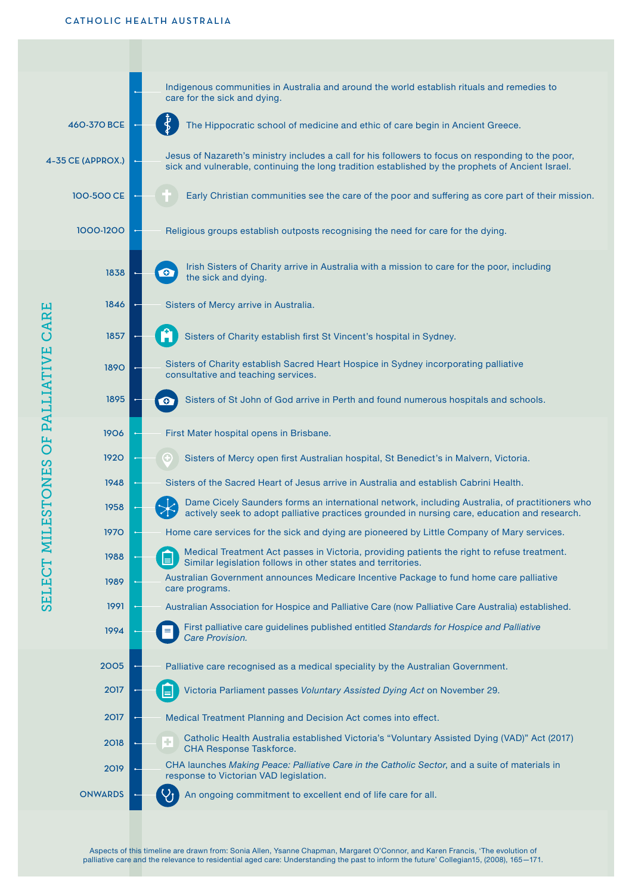## SELECT MILESTONES OF PALLIATIVE CARE

- Indigenous communities in Australia and around the world establish rituals and remedies to care for the sick and dying.
- **460-370 BCE** — The Hippocratic school of medicine and ethic of care begin in Ancient Greece.
- **4-35 CE (APPROX.)** — Jesus of Nazareth's ministry includes a call for his followers to focus on responding to the poor, sick and vulnerable, continuing the long tradition established by the prophets of Ancient Israel.
- **100-500 CE** — Early Christian communities see the care of the poor and suffering as core part of their mission.
- **1000-1200** — Religious groups establish outposts recognising the need for care for the dying.
- **1838** — Irish Sisters of Charity arrive in Australia with a mission to care for the poor, including the sick and dying.
- **1846** — Sisters of Mercy arrive in Australia.
- **1857** — Sisters of Charity establish first St Vincent's hospital in Sydney.
- **1890** — Sisters of Charity establish Sacred Heart Hospice in Sydney incorporating palliative consultative and teaching services.
- **1895** — Sisters of St John of God arrive in Perth and found numerous hospitals and schools.
- **1906** — First Mater hospital opens in Brisbane.
- **1920** — Sisters of Mercy open first Australian hospital, St Benedict's in Malvern, Victoria.
- **1948** — Sisters of the Sacred Heart of Jesus arrive in Australia and establish Cabrini Health.
- **1958** — Dame Cicely Saunders forms an international network, including Australia, of practitioners who actively seek to adopt palliative practices grounded in nursing care, education and research.
- **1970** — Home care services for the sick and dying are pioneered by Little Company of Mary services.
- **1988** — Medical Treatment Act passes in Victoria, providing patients the right to refuse treatment. Similar legislation follows in other states and territories.
- **1989** — Australian Government announces Medicare Incentive Package to fund home care palliative care programs.
- **1991** — Australian Association for Hospice and Palliative Care (now Palliative Care Australia) established.
- **1994** — First palliative care guidelines published entitled *Standards for Hospice and Palliative Care Provision.*
- **2005** — Palliative care recognised as a medical speciality by the Australian Government.
- **2017** — Victoria Parliament passes *Voluntary Assisted Dying Act* on November 29.
- **2017** — Medical Treatment Planning and Decision Act comes into effect.
- **2018** — Catholic Health Australia established Victoria's "Voluntary Assisted Dying (VAD)" Act (2017) CHA Response Taskforce.
- **2019** — CHA launches *Making Peace: Palliative Care in the Catholic Sector*, and a suite of materials in response to Victorian VAD legislation.
- **ONWARDS** — An ongoing commitment to excellent end of life care for all.

Aspects of this timeline are drawn from: Sonia Allen, Ysanne Chapman, Margaret O'Connor, and Karen Francis, 'The evolution of palliative care and the relevance to residential aged care: Understanding the past to inform the future' Collegian15, (2008), 165—171.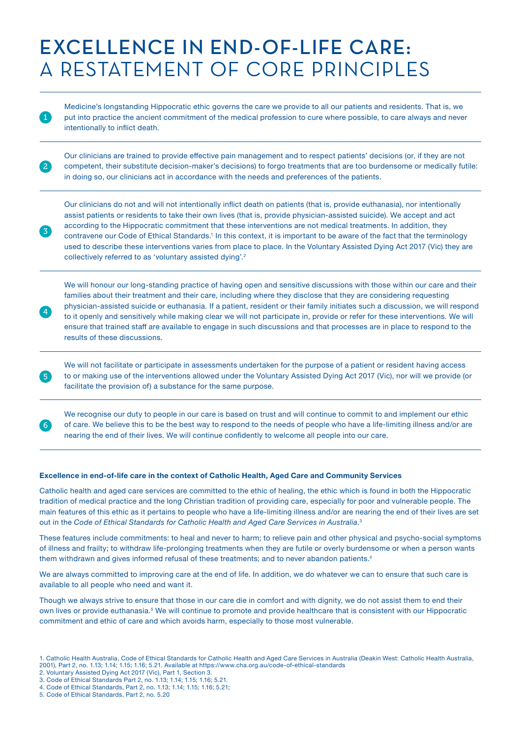# EXCELLENCE IN END-OF-LIFE CARE: A RESTATEMENT OF CORE PRINCIPLES

1. Medicine's longstanding Hippocratic ethic governs the care we provide to all our patients and residents. That is, we put into practice the ancient commitment of the medical profession to cure where possible, to care always and never intentionally to inflict death.

2. Our clinicians are trained to provide effective pain management and to respect patients' decisions (or, if they are not competent, their substitute decision-maker's decisions) to forgo treatments that are too burdensome or medically futile: in doing so, our clinicians act in accordance with the needs and preferences of the patients.

3. Our clinicians do not and will not intentionally inflict death on patients (that is, provide euthanasia), nor intentionally assist patients or residents to take their own lives (that is, provide physician-assisted suicide). We accept and act according to the Hippocratic commitment that these interventions are not medical treatments. In addition, they contravene our Code of Ethical Standards.[1] In this context, it is important to be aware of the fact that the terminology used to describe these interventions varies from place to place. In the Voluntary Assisted Dying Act 2017 (Vic) they are collectively referred to as 'voluntary assisted dying'.[2]

4. We will honour our long-standing practice of having open and sensitive discussions with those within our care and their families about their treatment and their care, including where they disclose that they are considering requesting physician-assisted suicide or euthanasia. If a patient, resident or their family initiates such a discussion, we will respond to it openly and sensitively while making clear we will not participate in, provide or refer for these interventions. We will ensure that trained staff are available to engage in such discussions and that processes are in place to respond to the results of these discussions.

5. We will not facilitate or participate in assessments undertaken for the purpose of a patient or resident having access to or making use of the interventions allowed under the Voluntary Assisted Dying Act 2017 (Vic), nor will we provide (or facilitate the provision of) a substance for the same purpose.

6. We recognise our duty to people in our care is based on trust and will continue to commit to and implement our ethic of care. We believe this to be the best way to respond to the needs of people who have a life-limiting illness and/or are nearing the end of their lives. We will continue confidently to welcome all people into our care.

**Excellence in end-of-life care in the context of Catholic Health, Aged Care and Community Services**

Catholic health and aged care services are committed to the ethic of healing, the ethic which is found in both the Hippocratic tradition of medical practice and the long Christian tradition of providing care, especially for poor and vulnerable people. The main features of this ethic as it pertains to people who have a life-limiting illness and/or are nearing the end of their lives are set out in the *Code of Ethical Standards for Catholic Health and Aged Care Services in Australia*.[3]

These features include commitments: to heal and never to harm; to relieve pain and other physical and psycho-social symptoms of illness and frailty; to withdraw life-prolonging treatments when they are futile or overly burdensome or when a person wants them withdrawn and gives informed refusal of these treatments; and to never abandon patients.[4]

We are always committed to improving care at the end of life. In addition, we do whatever we can to ensure that such care is available to all people who need and want it.

Though we always strive to ensure that those in our care die in comfort and with dignity, we do not assist them to end their own lives or provide euthanasia.[5] We will continue to promote and provide healthcare that is consistent with our Hippocratic commitment and ethic of care and which avoids harm, especially to those most vulnerable.

1. Catholic Health Australia, Code of Ethical Standards for Catholic Health and Aged Care Services in Australia (Deakin West: Catholic Health Australia, 2001), Part 2, no. 1.13; 1.14; 1.15; 1.16; 5.21. Available at https://www.cha.org.au/code-of-ethical-standards
2. Voluntary Assisted Dying Act 2017 (Vic), Part 1, Section 3.
3. Code of Ethical Standards Part 2, no. 1.13; 1.14; 1.15; 1.16; 5.21.
4. Code of Ethical Standards, Part 2, no. 1.13; 1.14; 1.15; 1.16; 5.21;
5. Code of Ethical Standards, Part 2, no. 5.20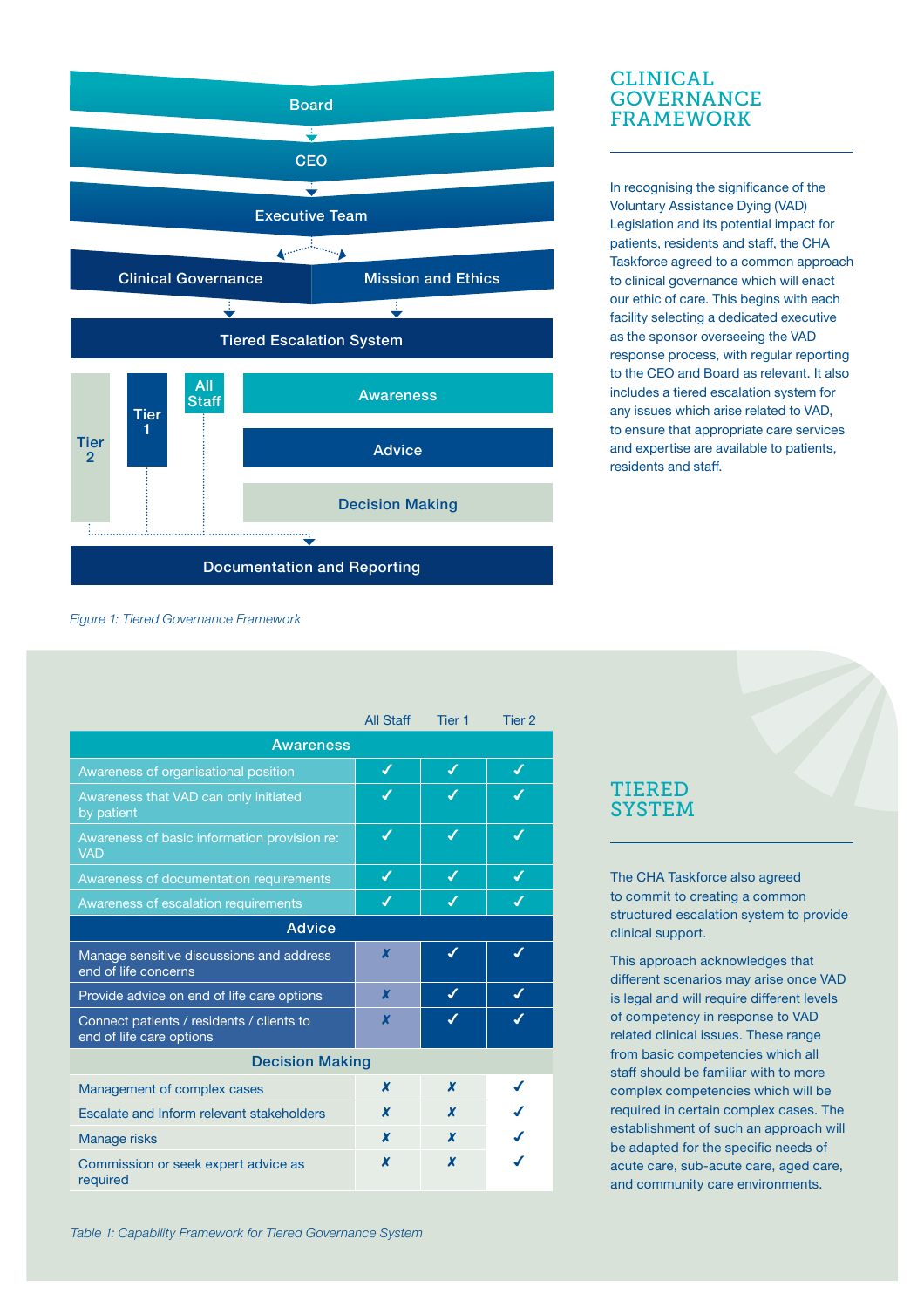Board

CEO

Executive Team

Clinical Governance | Mission and Ethics

Tiered Escalation System

Tier 2 | Tier 1 | All Staff

Awareness

Advice

Decision Making

Documentation and Reporting

*Figure 1: Tiered Governance Framework*

## CLINICAL GOVERNANCE FRAMEWORK

In recognising the significance of the Voluntary Assistance Dying (VAD) Legislation and its potential impact for patients, residents and staff, the CHA Taskforce agreed to a common approach to clinical governance which will enact our ethic of care. This begins with each facility selecting a dedicated executive as the sponsor overseeing the VAD response process, with regular reporting to the CEO and Board as relevant. It also includes a tiered escalation system for any issues which arise related to VAD, to ensure that appropriate care services and expertise are available to patients, residents and staff.

| | All Staff | Tier 1 | Tier 2 |
|---|---|---|---|
| **Awareness** | | | |
| Awareness of organisational position | ✓ | ✓ | ✓ |
| Awareness that VAD can only initiated by patient | ✓ | ✓ | ✓ |
| Awareness of basic information provision re: VAD | ✓ | ✓ | ✓ |
| Awareness of documentation requirements | ✓ | ✓ | ✓ |
| Awareness of escalation requirements | ✓ | ✓ | ✓ |
| **Advice** | | | |
| Manage sensitive discussions and address end of life concerns | ✗ | ✓ | ✓ |
| Provide advice on end of life care options | ✗ | ✓ | ✓ |
| Connect patients / residents / clients to end of life care options | ✗ | ✓ | ✓ |
| **Decision Making** | | | |
| Management of complex cases | ✗ | ✗ | ✓ |
| Escalate and Inform relevant stakeholders | ✗ | ✗ | ✓ |
| Manage risks | ✗ | ✗ | ✓ |
| Commission or seek expert advice as required | ✗ | ✗ | ✓ |

*Table 1: Capability Framework for Tiered Governance System*

## TIERED SYSTEM

The CHA Taskforce also agreed to commit to creating a common structured escalation system to provide clinical support.

This approach acknowledges that different scenarios may arise once VAD is legal and will require different levels of competency in response to VAD related clinical issues. These range from basic competencies which all staff should be familiar with to more complex competencies which will be required in certain complex cases. The establishment of such an approach will be adapted for the specific needs of acute care, sub-acute care, aged care, and community care environments.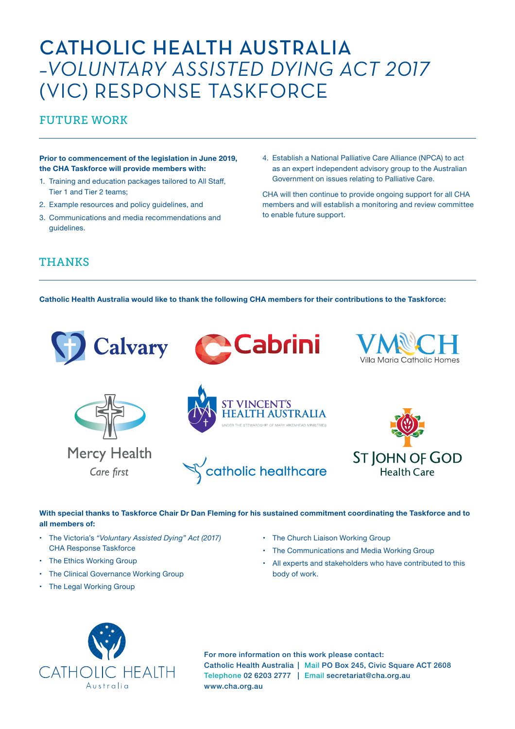# CATHOLIC HEALTH AUSTRALIA –*VOLUNTARY ASSISTED DYING ACT 2017* (VIC) RESPONSE TASKFORCE

## FUTURE WORK

**Prior to commencement of the legislation in June 2019, the CHA Taskforce will provide members with:**

1. Training and education packages tailored to All Staff, Tier 1 and Tier 2 teams;
2. Example resources and policy guidelines, and
3. Communications and media recommendations and guidelines.
4. Establish a National Palliative Care Alliance (NPCA) to act as an expert independent advisory group to the Australian Government on issues relating to Palliative Care.

CHA will then continue to provide ongoing support for all CHA members and will establish a monitoring and review committee to enable future support.

## THANKS

**Catholic Health Australia would like to thank the following CHA members for their contributions to the Taskforce:**

Calvary

Cabrini

VMCH Villa Maria Catholic Homes

Mercy Health Care first

St Vincent's Health Australia — Under the stewardship of Mary Aikenhead Ministries

catholic healthcare

St John of God Health Care

**With special thanks to Taskforce Chair Dr Dan Fleming for his sustained commitment coordinating the Taskforce and to all members of:**

- The Victoria's *"Voluntary Assisted Dying" Act (2017)* CHA Response Taskforce
- The Ethics Working Group
- The Clinical Governance Working Group
- The Legal Working Group
- The Church Liaison Working Group
- The Communications and Media Working Group
- All experts and stakeholders who have contributed to this body of work.

CATHOLIC HEALTH Australia

For more information on this work please contact:
Catholic Health Australia | Mail PO Box 245, Civic Square ACT 2608
Telephone 02 6203 2777 | Email secretariat@cha.org.au
www.cha.org.au